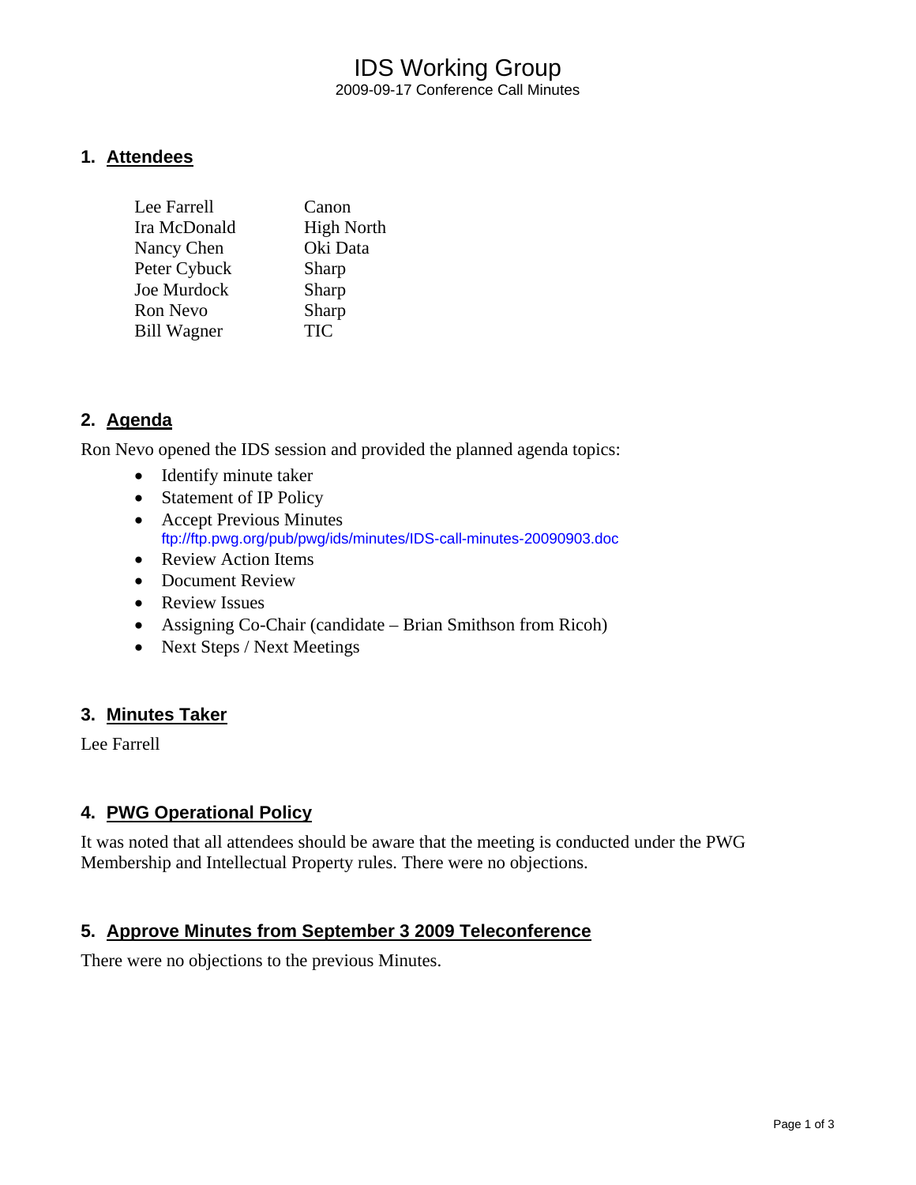# IDS Working Group

2009-09-17 Conference Call Minutes

## 1. Attendees

| | |
|---|---|
| Lee Farrell | Canon |
| Ira McDonald | High North |
| Nancy Chen | Oki Data |
| Peter Cybuck | Sharp |
| Joe Murdock | Sharp |
| Ron Nevo | Sharp |
| Bill Wagner | TIC |

## 2. Agenda

Ron Nevo opened the IDS session and provided the planned agenda topics:

- Identify minute taker
- Statement of IP Policy
- Accept Previous Minutes
  ftp://ftp.pwg.org/pub/pwg/ids/minutes/IDS-call-minutes-20090903.doc
- Review Action Items
- Document Review
- Review Issues
- Assigning Co-Chair (candidate – Brian Smithson from Ricoh)
- Next Steps / Next Meetings

## 3. Minutes Taker

Lee Farrell

## 4. PWG Operational Policy

It was noted that all attendees should be aware that the meeting is conducted under the PWG Membership and Intellectual Property rules. There were no objections.

## 5. Approve Minutes from September 3 2009 Teleconference

There were no objections to the previous Minutes.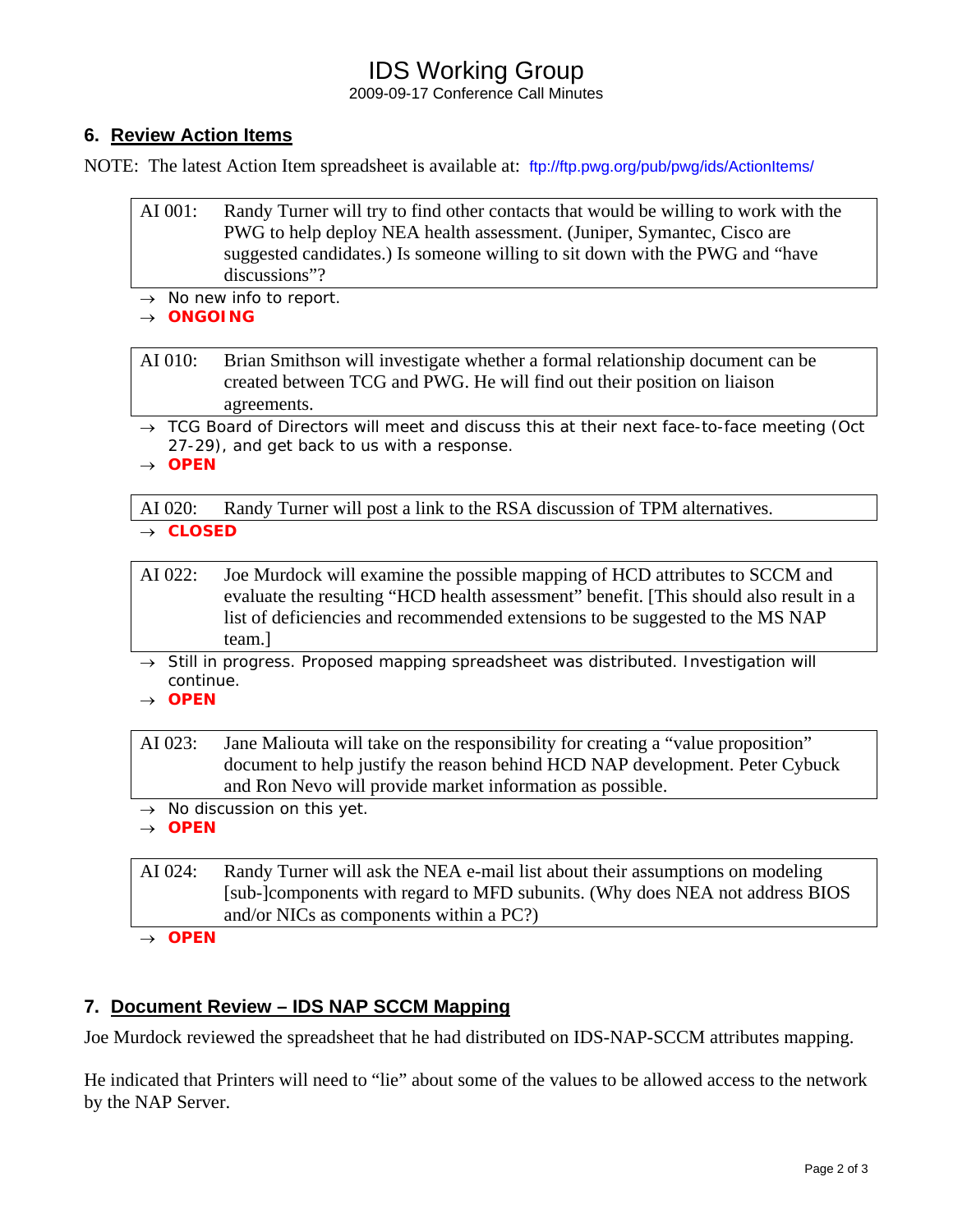## 6. Review Action Items

NOTE: The latest Action Item spreadsheet is available at: ftp://ftp.pwg.org/pub/pwg/ids/ActionItems/

| AI 001: | Randy Turner will try to find other contacts that would be willing to work with the PWG to help deploy NEA health assessment. (Juniper, Symantec, Cisco are suggested candidates.) Is someone willing to sit down with the PWG and "have discussions"? |
|---|---|

- → No new info to report.
- → **ONGOING**

| AI 010: | Brian Smithson will investigate whether a formal relationship document can be created between TCG and PWG. He will find out their position on liaison agreements. |
|---|---|

- → TCG Board of Directors will meet and discuss this at their next face-to-face meeting (Oct 27-29), and get back to us with a response.
- → **OPEN**

| AI 020: | Randy Turner will post a link to the RSA discussion of TPM alternatives. |
|---|---|

- → **CLOSED**

| AI 022: | Joe Murdock will examine the possible mapping of HCD attributes to SCCM and evaluate the resulting "HCD health assessment" benefit. [This should also result in a list of deficiencies and recommended extensions to be suggested to the MS NAP team.] |
|---|---|

- → Still in progress. Proposed mapping spreadsheet was distributed. Investigation will continue.
- → **OPEN**

| AI 023: | Jane Maliouta will take on the responsibility for creating a "value proposition" document to help justify the reason behind HCD NAP development. Peter Cybuck and Ron Nevo will provide market information as possible. |
|---|---|

- → No discussion on this yet.
- → **OPEN**

| AI 024: | Randy Turner will ask the NEA e-mail list about their assumptions on modeling [sub-]components with regard to MFD subunits. (Why does NEA not address BIOS and/or NICs as components within a PC?) |
|---|---|

- → **OPEN**

## 7. Document Review – IDS NAP SCCM Mapping

Joe Murdock reviewed the spreadsheet that he had distributed on IDS-NAP-SCCM attributes mapping.

He indicated that Printers will need to "lie" about some of the values to be allowed access to the network by the NAP Server.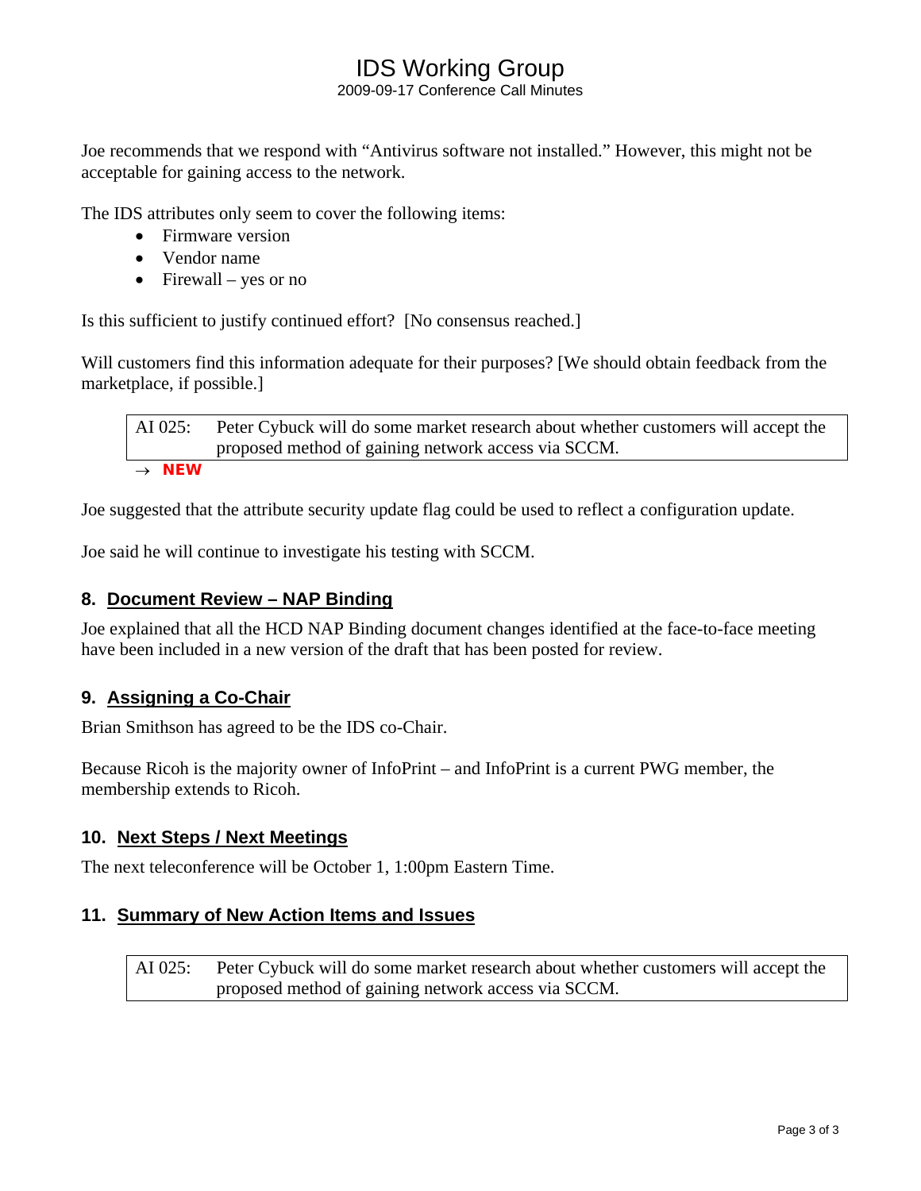Joe recommends that we respond with “Antivirus software not installed.” However, this might not be acceptable for gaining access to the network.

The IDS attributes only seem to cover the following items:

- Firmware version
- Vendor name
- Firewall – yes or no

Is this sufficient to justify continued effort? [No consensus reached.]

Will customers find this information adequate for their purposes? [We should obtain feedback from the marketplace, if possible.]

| | |
|---|---|
| AI 025: | Peter Cybuck will do some market research about whether customers will accept the proposed method of gaining network access via SCCM. |

→ **NEW**

Joe suggested that the attribute security update flag could be used to reflect a configuration update.

Joe said he will continue to investigate his testing with SCCM.

## 8. Document Review – NAP Binding

Joe explained that all the HCD NAP Binding document changes identified at the face-to-face meeting have been included in a new version of the draft that has been posted for review.

## 9. Assigning a Co-Chair

Brian Smithson has agreed to be the IDS co-Chair.

Because Ricoh is the majority owner of InfoPrint – and InfoPrint is a current PWG member, the membership extends to Ricoh.

## 10. Next Steps / Next Meetings

The next teleconference will be October 1, 1:00pm Eastern Time.

## 11. Summary of New Action Items and Issues

| | |
|---|---|
| AI 025: | Peter Cybuck will do some market research about whether customers will accept the proposed method of gaining network access via SCCM. |